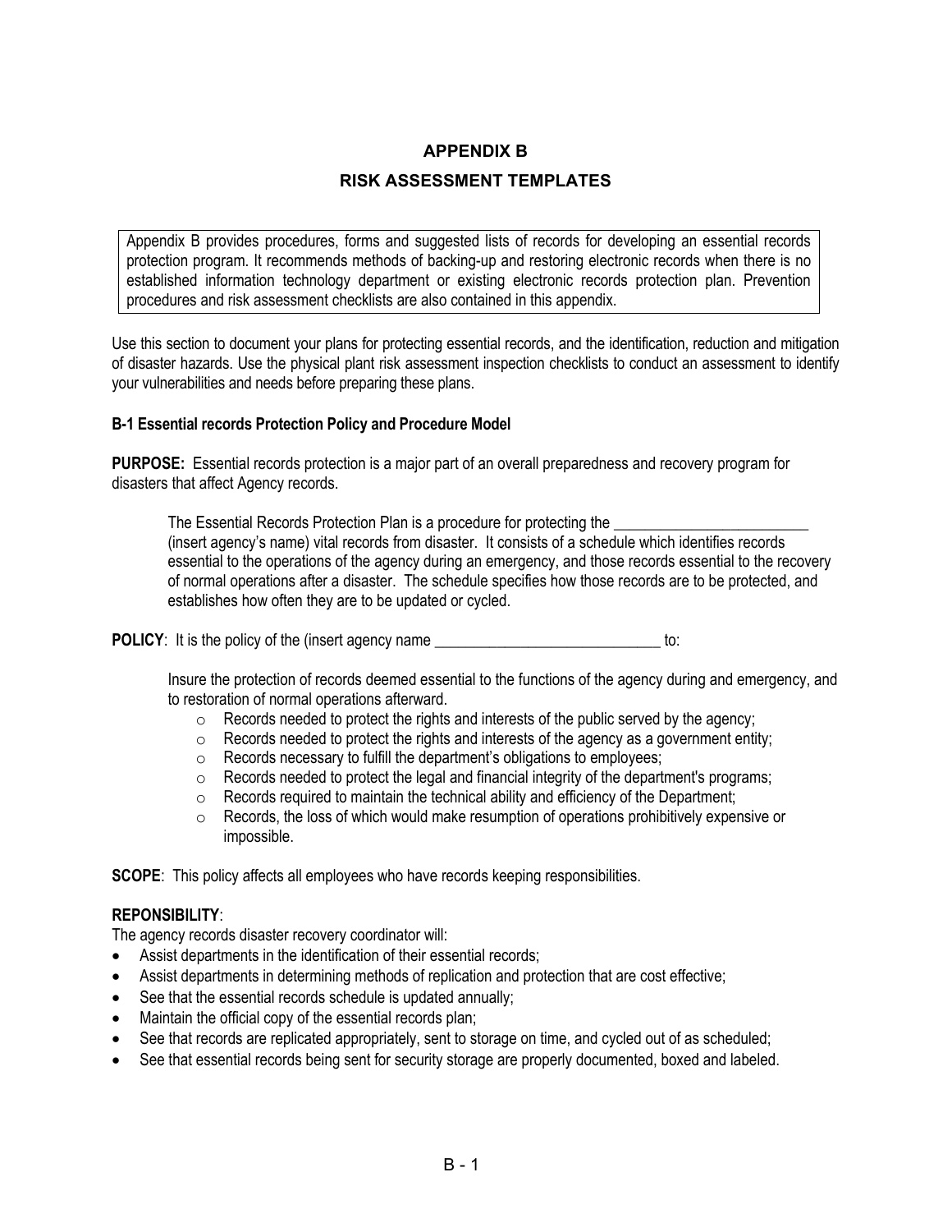# APPENDIX B

# RISK ASSESSMENT TEMPLATES

Appendix B provides procedures, forms and suggested lists of records for developing an essential records protection program. It recommends methods of backing-up and restoring electronic records when there is no established information technology department or existing electronic records protection plan. Prevention procedures and risk assessment checklists are also contained in this appendix.

Use this section to document your plans for protecting essential records, and the identification, reduction and mitigation of disaster hazards. Use the physical plant risk assessment inspection checklists to conduct an assessment to identify your vulnerabilities and needs before preparing these plans.

### B-1 Essential records Protection Policy and Procedure Model

**PURPOSE:** Essential records protection is a major part of an overall preparedness and recovery program for disasters that affect Agency records.

The Essential Records Protection Plan is a procedure for protecting the _________________________ (insert agency's name) vital records from disaster. It consists of a schedule which identifies records essential to the operations of the agency during an emergency, and those records essential to the recovery of normal operations after a disaster. The schedule specifies how those records are to be protected, and establishes how often they are to be updated or cycled.

**POLICY**: It is the policy of the (insert agency name _____________________________ to:

Insure the protection of records deemed essential to the functions of the agency during and emergency, and to restoration of normal operations afterward.

- Records needed to protect the rights and interests of the public served by the agency;
- Records needed to protect the rights and interests of the agency as a government entity;
- Records necessary to fulfill the department's obligations to employees;
- Records needed to protect the legal and financial integrity of the department's programs;
- Records required to maintain the technical ability and efficiency of the Department;
- Records, the loss of which would make resumption of operations prohibitively expensive or impossible.

**SCOPE**: This policy affects all employees who have records keeping responsibilities.

**REPONSIBILITY**:

The agency records disaster recovery coordinator will:

- Assist departments in the identification of their essential records;
- Assist departments in determining methods of replication and protection that are cost effective;
- See that the essential records schedule is updated annually;
- Maintain the official copy of the essential records plan;
- See that records are replicated appropriately, sent to storage on time, and cycled out of as scheduled;
- See that essential records being sent for security storage are properly documented, boxed and labeled.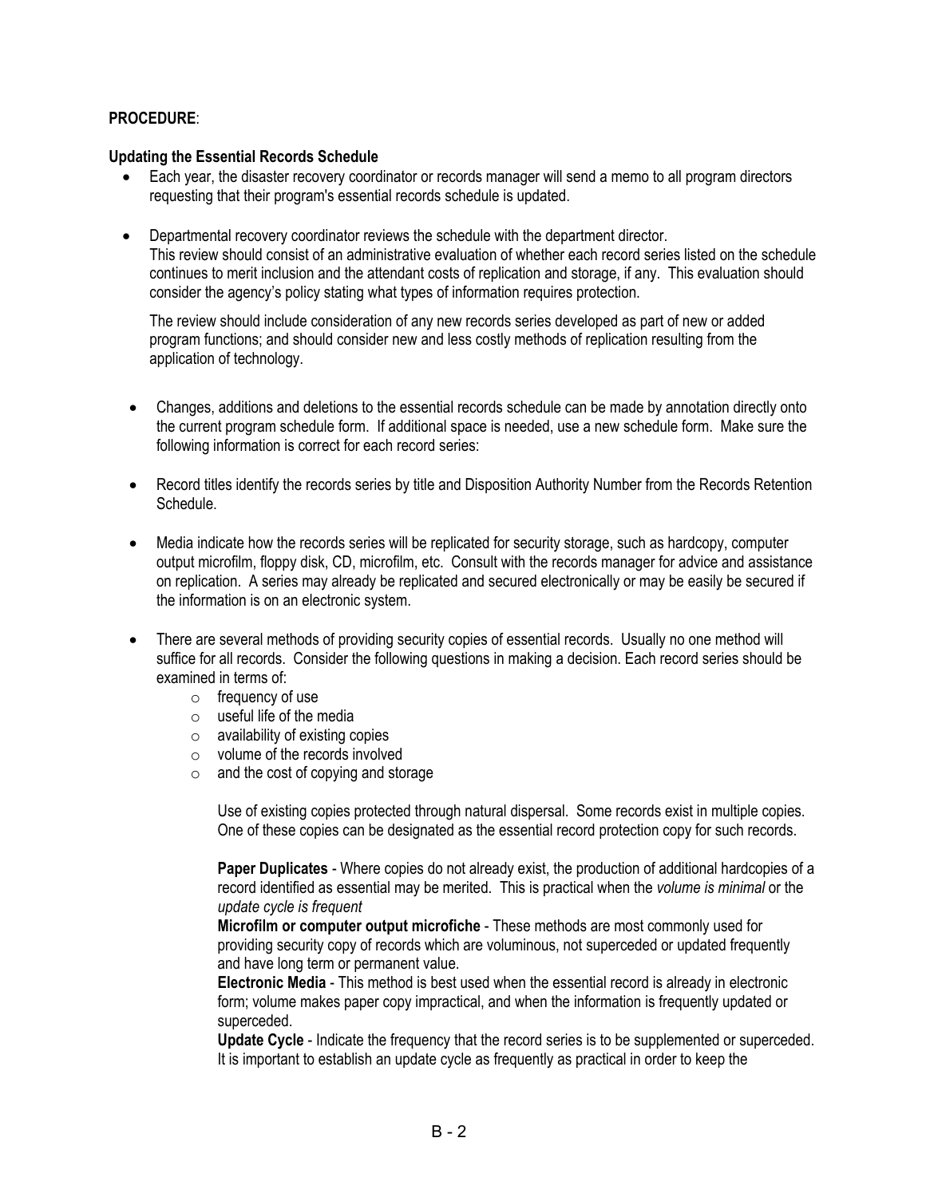**PROCEDURE**:

**Updating the Essential Records Schedule**

- Each year, the disaster recovery coordinator or records manager will send a memo to all program directors requesting that their program's essential records schedule is updated.

- Departmental recovery coordinator reviews the schedule with the department director.
  This review should consist of an administrative evaluation of whether each record series listed on the schedule continues to merit inclusion and the attendant costs of replication and storage, if any. This evaluation should consider the agency's policy stating what types of information requires protection.

  The review should include consideration of any new records series developed as part of new or added program functions; and should consider new and less costly methods of replication resulting from the application of technology.

- Changes, additions and deletions to the essential records schedule can be made by annotation directly onto the current program schedule form. If additional space is needed, use a new schedule form. Make sure the following information is correct for each record series:

- Record titles identify the records series by title and Disposition Authority Number from the Records Retention Schedule.

- Media indicate how the records series will be replicated for security storage, such as hardcopy, computer output microfilm, floppy disk, CD, microfilm, etc. Consult with the records manager for advice and assistance on replication. A series may already be replicated and secured electronically or may be easily be secured if the information is on an electronic system.

- There are several methods of providing security copies of essential records. Usually no one method will suffice for all records. Consider the following questions in making a decision. Each record series should be examined in terms of:
  - frequency of use
  - useful life of the media
  - availability of existing copies
  - volume of the records involved
  - and the cost of copying and storage

    Use of existing copies protected through natural dispersal. Some records exist in multiple copies. One of these copies can be designated as the essential record protection copy for such records.

    **Paper Duplicates** - Where copies do not already exist, the production of additional hardcopies of a record identified as essential may be merited. This is practical when the *volume is minimal* or the *update cycle is frequent*

    **Microfilm or computer output microfiche** - These methods are most commonly used for providing security copy of records which are voluminous, not superceded or updated frequently and have long term or permanent value.

    **Electronic Media** - This method is best used when the essential record is already in electronic form; volume makes paper copy impractical, and when the information is frequently updated or superceded.

    **Update Cycle** - Indicate the frequency that the record series is to be supplemented or superceded. It is important to establish an update cycle as frequently as practical in order to keep the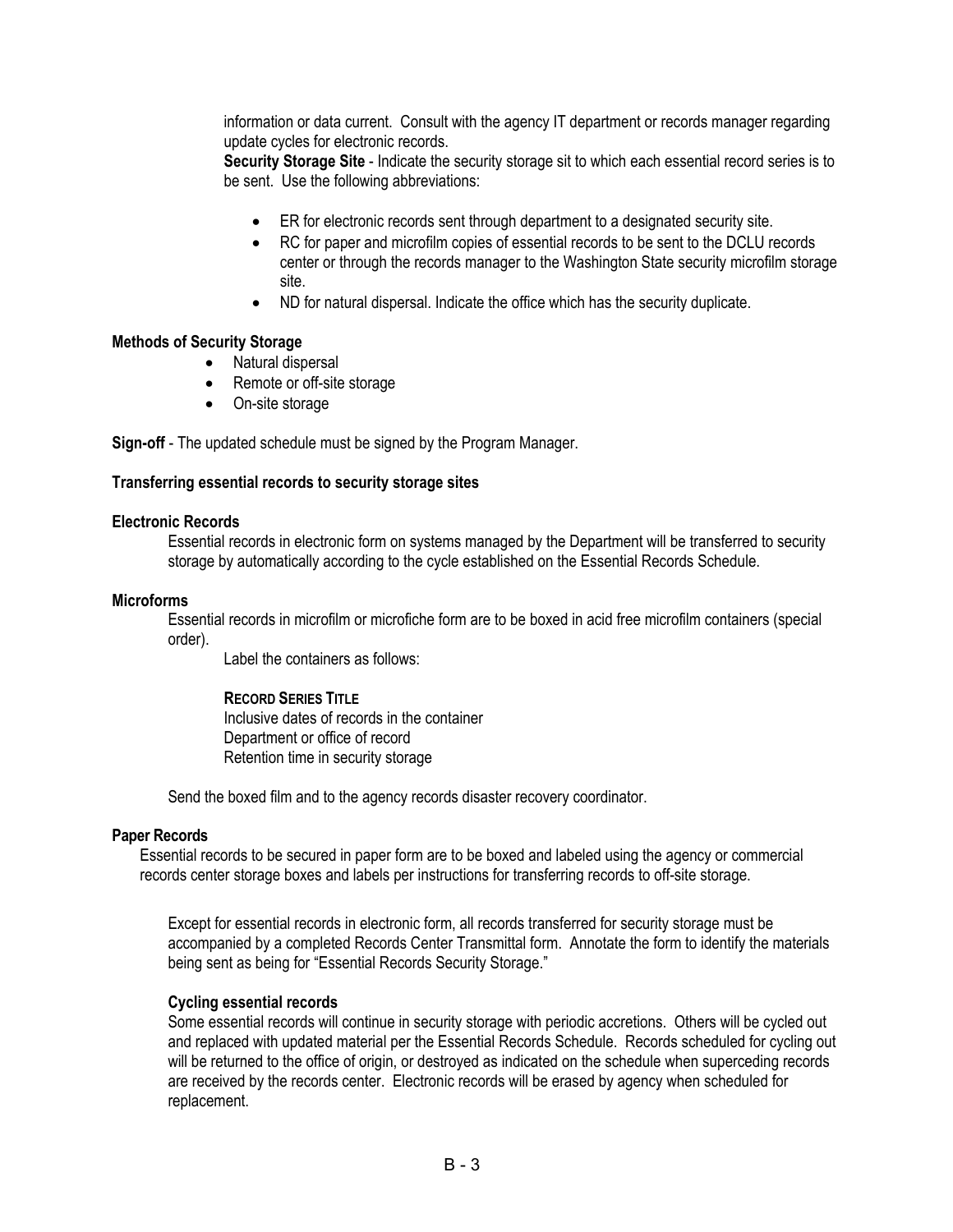information or data current. Consult with the agency IT department or records manager regarding update cycles for electronic records.

**Security Storage Site** - Indicate the security storage sit to which each essential record series is to be sent. Use the following abbreviations:

- ER for electronic records sent through department to a designated security site.
- RC for paper and microfilm copies of essential records to be sent to the DCLU records center or through the records manager to the Washington State security microfilm storage site.
- ND for natural dispersal. Indicate the office which has the security duplicate.

**Methods of Security Storage**

- Natural dispersal
- Remote or off-site storage
- On-site storage

**Sign-off** - The updated schedule must be signed by the Program Manager.

**Transferring essential records to security storage sites**

**Electronic Records**

Essential records in electronic form on systems managed by the Department will be transferred to security storage by automatically according to the cycle established on the Essential Records Schedule.

**Microforms**

Essential records in microfilm or microfiche form are to be boxed in acid free microfilm containers (special order).

Label the containers as follows:

**RECORD SERIES TITLE**
Inclusive dates of records in the container
Department or office of record
Retention time in security storage

Send the boxed film and to the agency records disaster recovery coordinator.

**Paper Records**

Essential records to be secured in paper form are to be boxed and labeled using the agency or commercial records center storage boxes and labels per instructions for transferring records to off-site storage.

Except for essential records in electronic form, all records transferred for security storage must be accompanied by a completed Records Center Transmittal form. Annotate the form to identify the materials being sent as being for "Essential Records Security Storage."

**Cycling essential records**

Some essential records will continue in security storage with periodic accretions. Others will be cycled out and replaced with updated material per the Essential Records Schedule. Records scheduled for cycling out will be returned to the office of origin, or destroyed as indicated on the schedule when superceding records are received by the records center. Electronic records will be erased by agency when scheduled for replacement.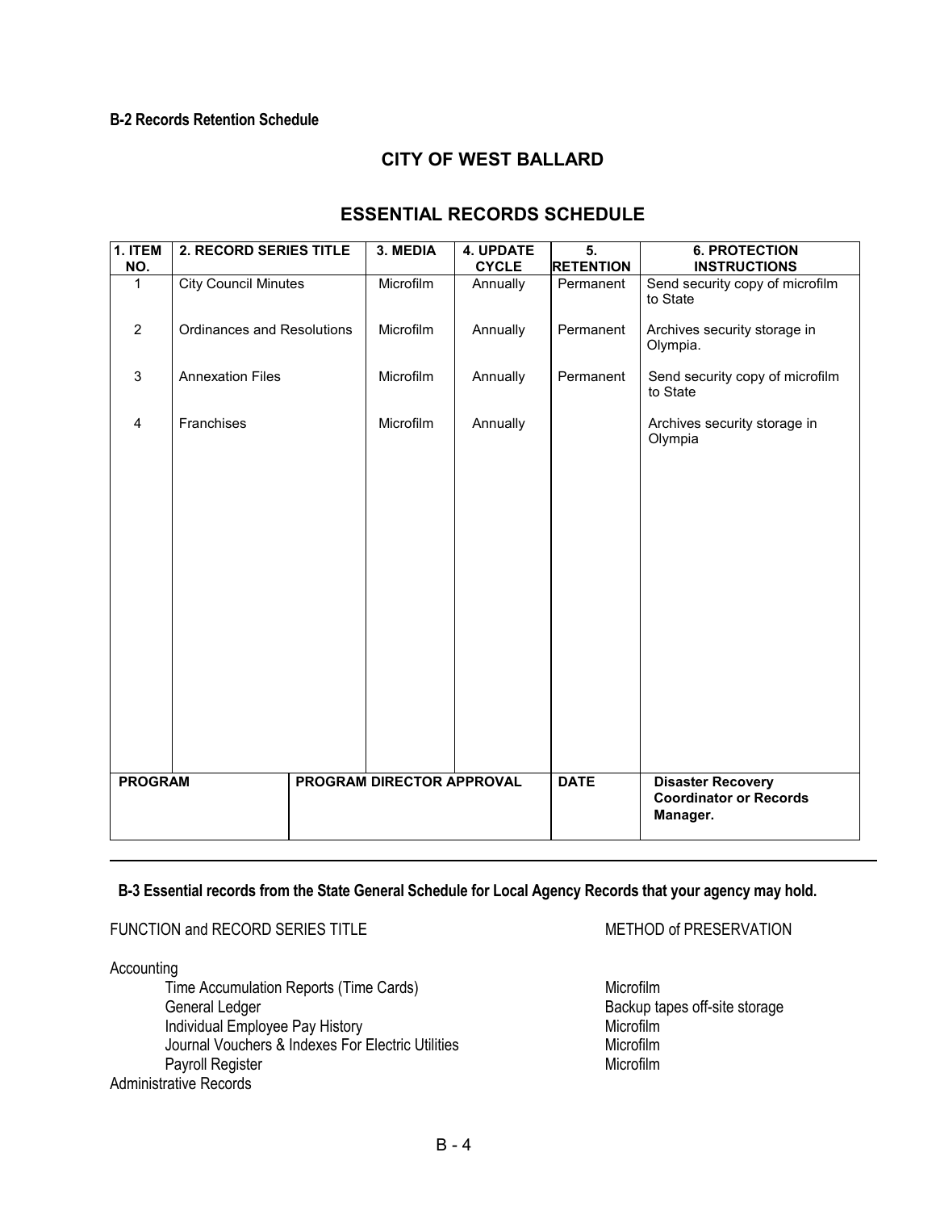**B-2 Records Retention Schedule**

## CITY OF WEST BALLARD

## ESSENTIAL RECORDS SCHEDULE

| 1. ITEM NO. | 2. RECORD SERIES TITLE | 3. MEDIA | 4. UPDATE CYCLE | 5. RETENTION | 6. PROTECTION INSTRUCTIONS |
|---|---|---|---|---|---|
| 1 | City Council Minutes | Microfilm | Annually | Permanent | Send security copy of microfilm to State |
| 2 | Ordinances and Resolutions | Microfilm | Annually | Permanent | Archives security storage in Olympia. |
| 3 | Annexation Files | Microfilm | Annually | Permanent | Send security copy of microfilm to State |
| 4 | Franchises | Microfilm | Annually | | Archives security storage in Olympia |

| PROGRAM | PROGRAM DIRECTOR APPROVAL | DATE | Disaster Recovery Coordinator or Records Manager. |
|---|---|---|---|
| | | | |

---

**B-3 Essential records from the State General Schedule for Local Agency Records that your agency may hold.**

| FUNCTION and RECORD SERIES TITLE | METHOD of PRESERVATION |
|---|---|
| Accounting | |
| Time Accumulation Reports (Time Cards) | Microfilm |
| General Ledger | Backup tapes off-site storage |
| Individual Employee Pay History | Microfilm |
| Journal Vouchers & Indexes For Electric Utilities | Microfilm |
| Payroll Register | Microfilm |
| Administrative Records | |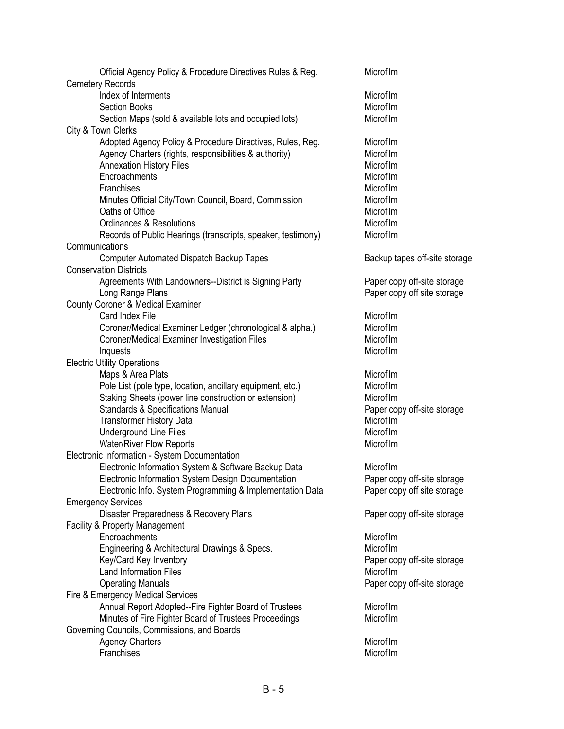| Record | Storage |
|---|---|
| Official Agency Policy & Procedure Directives Rules & Reg. | Microfilm |
| **Cemetery Records** | |
| Index of Interments | Microfilm |
| Section Books | Microfilm |
| Section Maps (sold & available lots and occupied lots) | Microfilm |
| **City & Town Clerks** | |
| Adopted Agency Policy & Procedure Directives, Rules, Reg. | Microfilm |
| Agency Charters (rights, responsibilities & authority) | Microfilm |
| Annexation History Files | Microfilm |
| Encroachments | Microfilm |
| Franchises | Microfilm |
| Minutes Official City/Town Council, Board, Commission | Microfilm |
| Oaths of Office | Microfilm |
| Ordinances & Resolutions | Microfilm |
| Records of Public Hearings (transcripts, speaker, testimony) | Microfilm |
| **Communications** | |
| Computer Automated Dispatch Backup Tapes | Backup tapes off-site storage |
| **Conservation Districts** | |
| Agreements With Landowners--District is Signing Party | Paper copy off-site storage |
| Long Range Plans | Paper copy off site storage |
| **County Coroner & Medical Examiner** | |
| Card Index File | Microfilm |
| Coroner/Medical Examiner Ledger (chronological & alpha.) | Microfilm |
| Coroner/Medical Examiner Investigation Files | Microfilm |
| Inquests | Microfilm |
| **Electric Utility Operations** | |
| Maps & Area Plats | Microfilm |
| Pole List (pole type, location, ancillary equipment, etc.) | Microfilm |
| Staking Sheets (power line construction or extension) | Microfilm |
| Standards & Specifications Manual | Paper copy off-site storage |
| Transformer History Data | Microfilm |
| Underground Line Files | Microfilm |
| Water/River Flow Reports | Microfilm |
| **Electronic Information - System Documentation** | |
| Electronic Information System & Software Backup Data | Microfilm |
| Electronic Information System Design Documentation | Paper copy off-site storage |
| Electronic Info. System Programming & Implementation Data | Paper copy off site storage |
| **Emergency Services** | |
| Disaster Preparedness & Recovery Plans | Paper copy off-site storage |
| **Facility & Property Management** | |
| Encroachments | Microfilm |
| Engineering & Architectural Drawings & Specs. | Microfilm |
| Key/Card Key Inventory | Paper copy off-site storage |
| Land Information Files | Microfilm |
| Operating Manuals | Paper copy off-site storage |
| **Fire & Emergency Medical Services** | |
| Annual Report Adopted--Fire Fighter Board of Trustees | Microfilm |
| Minutes of Fire Fighter Board of Trustees Proceedings | Microfilm |
| **Governing Councils, Commissions, and Boards** | |
| Agency Charters | Microfilm |
| Franchises | Microfilm |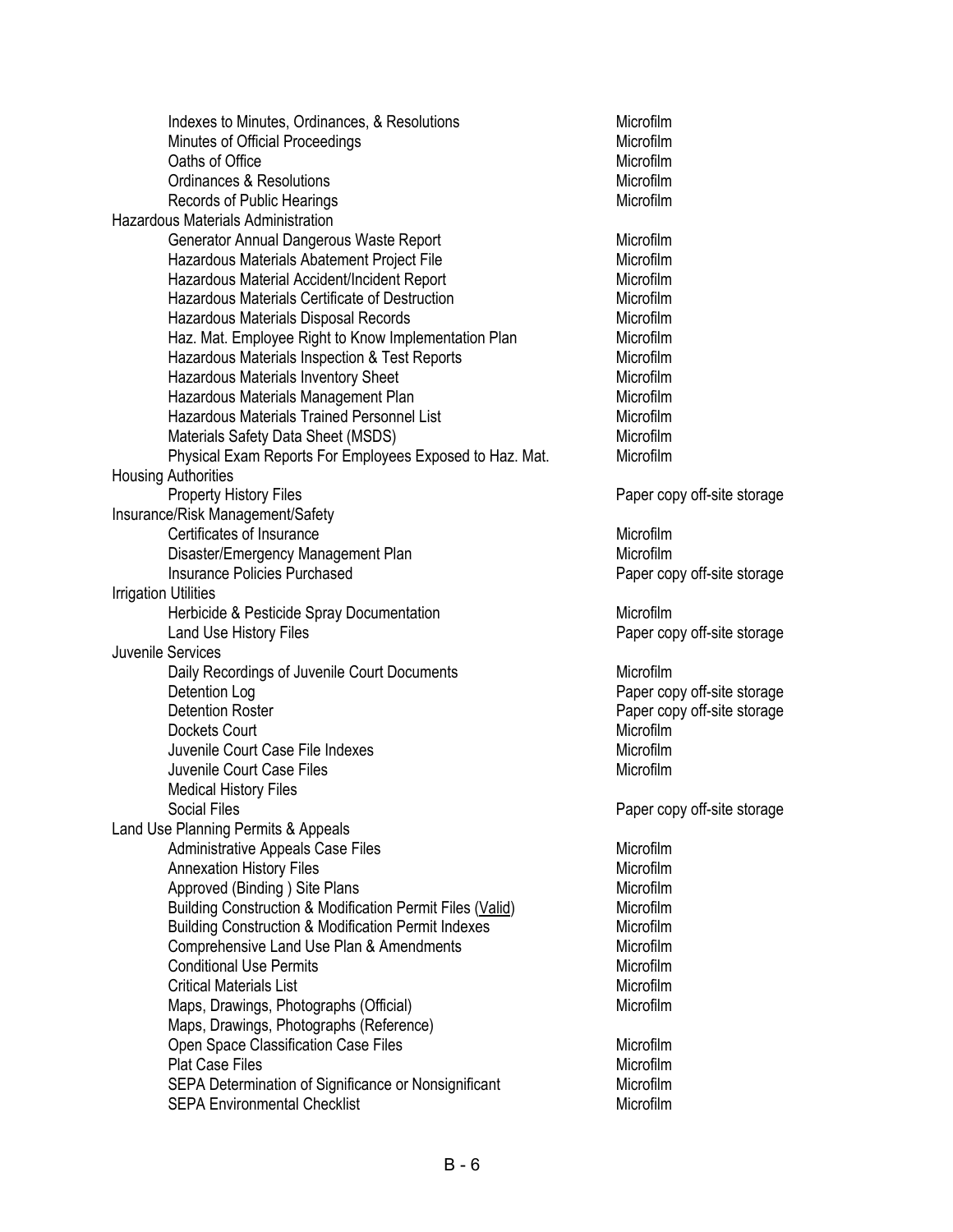| Record | Storage |
|---|---|
| Indexes to Minutes, Ordinances, & Resolutions | Microfilm |
| Minutes of Official Proceedings | Microfilm |
| Oaths of Office | Microfilm |
| Ordinances & Resolutions | Microfilm |
| Records of Public Hearings | Microfilm |
| **Hazardous Materials Administration** | |
| Generator Annual Dangerous Waste Report | Microfilm |
| Hazardous Materials Abatement Project File | Microfilm |
| Hazardous Material Accident/Incident Report | Microfilm |
| Hazardous Materials Certificate of Destruction | Microfilm |
| Hazardous Materials Disposal Records | Microfilm |
| Haz. Mat. Employee Right to Know Implementation Plan | Microfilm |
| Hazardous Materials Inspection & Test Reports | Microfilm |
| Hazardous Materials Inventory Sheet | Microfilm |
| Hazardous Materials Management Plan | Microfilm |
| Hazardous Materials Trained Personnel List | Microfilm |
| Materials Safety Data Sheet (MSDS) | Microfilm |
| Physical Exam Reports For Employees Exposed to Haz. Mat. | Microfilm |
| **Housing Authorities** | |
| Property History Files | Paper copy off-site storage |
| **Insurance/Risk Management/Safety** | |
| Certificates of Insurance | Microfilm |
| Disaster/Emergency Management Plan | Microfilm |
| Insurance Policies Purchased | Paper copy off-site storage |
| **Irrigation Utilities** | |
| Herbicide & Pesticide Spray Documentation | Microfilm |
| Land Use History Files | Paper copy off-site storage |
| **Juvenile Services** | |
| Daily Recordings of Juvenile Court Documents | Microfilm |
| Detention Log | Paper copy off-site storage |
| Detention Roster | Paper copy off-site storage |
| Dockets Court | Microfilm |
| Juvenile Court Case File Indexes | Microfilm |
| Juvenile Court Case Files | Microfilm |
| Medical History Files | |
| Social Files | Paper copy off-site storage |
| **Land Use Planning Permits & Appeals** | |
| Administrative Appeals Case Files | Microfilm |
| Annexation History Files | Microfilm |
| Approved (Binding ) Site Plans | Microfilm |
| Building Construction & Modification Permit Files (Valid) | Microfilm |
| Building Construction & Modification Permit Indexes | Microfilm |
| Comprehensive Land Use Plan & Amendments | Microfilm |
| Conditional Use Permits | Microfilm |
| Critical Materials List | Microfilm |
| Maps, Drawings, Photographs (Official) | Microfilm |
| Maps, Drawings, Photographs (Reference) | |
| Open Space Classification Case Files | Microfilm |
| Plat Case Files | Microfilm |
| SEPA Determination of Significance or Nonsignificant | Microfilm |
| SEPA Environmental Checklist | Microfilm |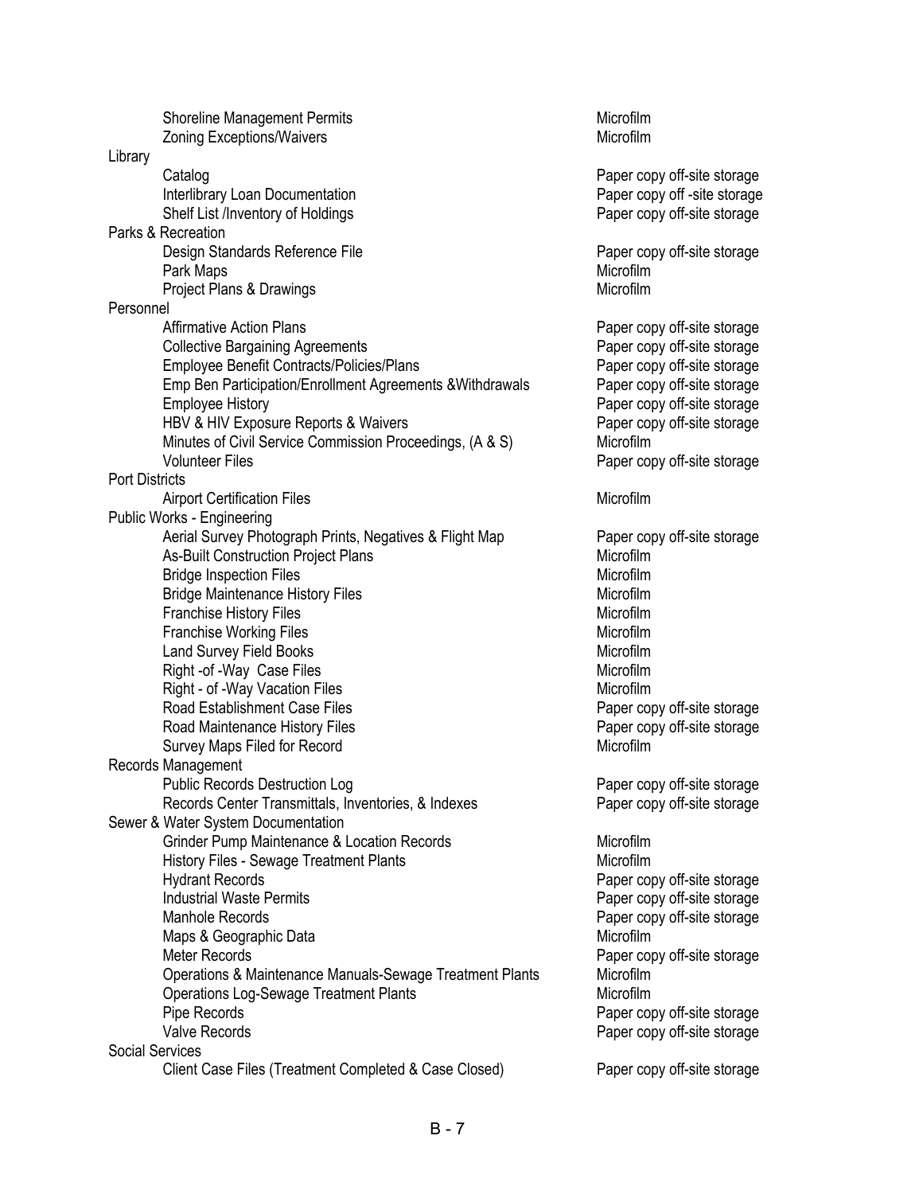| Record | Storage |
|---|---|
| Shoreline Management Permits | Microfilm |
| Zoning Exceptions/Waivers | Microfilm |
| **Library** | |
| Catalog | Paper copy off-site storage |
| Interlibrary Loan Documentation | Paper copy off -site storage |
| Shelf List /Inventory of Holdings | Paper copy off-site storage |
| **Parks & Recreation** | |
| Design Standards Reference File | Paper copy off-site storage |
| Park Maps | Microfilm |
| Project Plans & Drawings | Microfilm |
| **Personnel** | |
| Affirmative Action Plans | Paper copy off-site storage |
| Collective Bargaining Agreements | Paper copy off-site storage |
| Employee Benefit Contracts/Policies/Plans | Paper copy off-site storage |
| Emp Ben Participation/Enrollment Agreements &Withdrawals | Paper copy off-site storage |
| Employee History | Paper copy off-site storage |
| HBV & HIV Exposure Reports & Waivers | Paper copy off-site storage |
| Minutes of Civil Service Commission Proceedings, (A & S) | Microfilm |
| Volunteer Files | Paper copy off-site storage |
| **Port Districts** | |
| Airport Certification Files | Microfilm |
| **Public Works - Engineering** | |
| Aerial Survey Photograph Prints, Negatives & Flight Map | Paper copy off-site storage |
| As-Built Construction Project Plans | Microfilm |
| Bridge Inspection Files | Microfilm |
| Bridge Maintenance History Files | Microfilm |
| Franchise History Files | Microfilm |
| Franchise Working Files | Microfilm |
| Land Survey Field Books | Microfilm |
| Right -of -Way Case Files | Microfilm |
| Right - of -Way Vacation Files | Microfilm |
| Road Establishment Case Files | Paper copy off-site storage |
| Road Maintenance History Files | Paper copy off-site storage |
| Survey Maps Filed for Record | Microfilm |
| **Records Management** | |
| Public Records Destruction Log | Paper copy off-site storage |
| Records Center Transmittals, Inventories, & Indexes | Paper copy off-site storage |
| **Sewer & Water System Documentation** | |
| Grinder Pump Maintenance & Location Records | Microfilm |
| History Files - Sewage Treatment Plants | Microfilm |
| Hydrant Records | Paper copy off-site storage |
| Industrial Waste Permits | Paper copy off-site storage |
| Manhole Records | Paper copy off-site storage |
| Maps & Geographic Data | Microfilm |
| Meter Records | Paper copy off-site storage |
| Operations & Maintenance Manuals-Sewage Treatment Plants | Microfilm |
| Operations Log-Sewage Treatment Plants | Microfilm |
| Pipe Records | Paper copy off-site storage |
| Valve Records | Paper copy off-site storage |
| **Social Services** | |
| Client Case Files (Treatment Completed & Case Closed) | Paper copy off-site storage |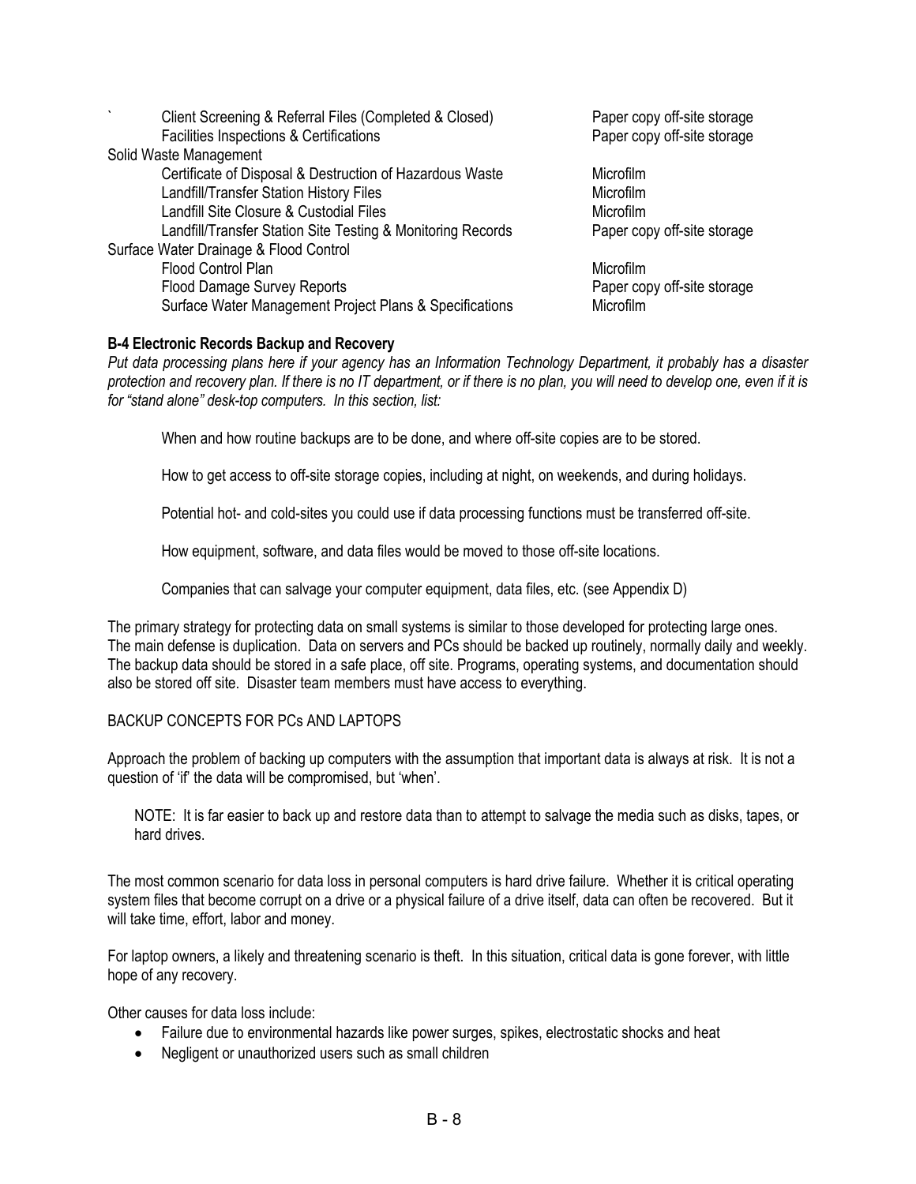| Record | Storage |
|---|---|
| ` Client Screening & Referral Files (Completed & Closed) | Paper copy off-site storage |
| Facilities Inspections & Certifications | Paper copy off-site storage |
| **Solid Waste Management** | |
| Certificate of Disposal & Destruction of Hazardous Waste | Microfilm |
| Landfill/Transfer Station History Files | Microfilm |
| Landfill Site Closure & Custodial Files | Microfilm |
| Landfill/Transfer Station Site Testing & Monitoring Records | Paper copy off-site storage |
| **Surface Water Drainage & Flood Control** | |
| Flood Control Plan | Microfilm |
| Flood Damage Survey Reports | Paper copy off-site storage |
| Surface Water Management Project Plans & Specifications | Microfilm |

**B-4 Electronic Records Backup and Recovery**

*Put data processing plans here if your agency has an Information Technology Department, it probably has a disaster protection and recovery plan. If there is no IT department, or if there is no plan, you will need to develop one, even if it is for "stand alone" desk-top computers. In this section, list:*

When and how routine backups are to be done, and where off-site copies are to be stored.

How to get access to off-site storage copies, including at night, on weekends, and during holidays.

Potential hot- and cold-sites you could use if data processing functions must be transferred off-site.

How equipment, software, and data files would be moved to those off-site locations.

Companies that can salvage your computer equipment, data files, etc. (see Appendix D)

The primary strategy for protecting data on small systems is similar to those developed for protecting large ones. The main defense is duplication. Data on servers and PCs should be backed up routinely, normally daily and weekly. The backup data should be stored in a safe place, off site. Programs, operating systems, and documentation should also be stored off site. Disaster team members must have access to everything.

BACKUP CONCEPTS FOR PCs AND LAPTOPS

Approach the problem of backing up computers with the assumption that important data is always at risk. It is not a question of 'if' the data will be compromised, but 'when'.

> NOTE: It is far easier to back up and restore data than to attempt to salvage the media such as disks, tapes, or hard drives.

The most common scenario for data loss in personal computers is hard drive failure. Whether it is critical operating system files that become corrupt on a drive or a physical failure of a drive itself, data can often be recovered. But it will take time, effort, labor and money.

For laptop owners, a likely and threatening scenario is theft. In this situation, critical data is gone forever, with little hope of any recovery.

Other causes for data loss include:

- Failure due to environmental hazards like power surges, spikes, electrostatic shocks and heat
- Negligent or unauthorized users such as small children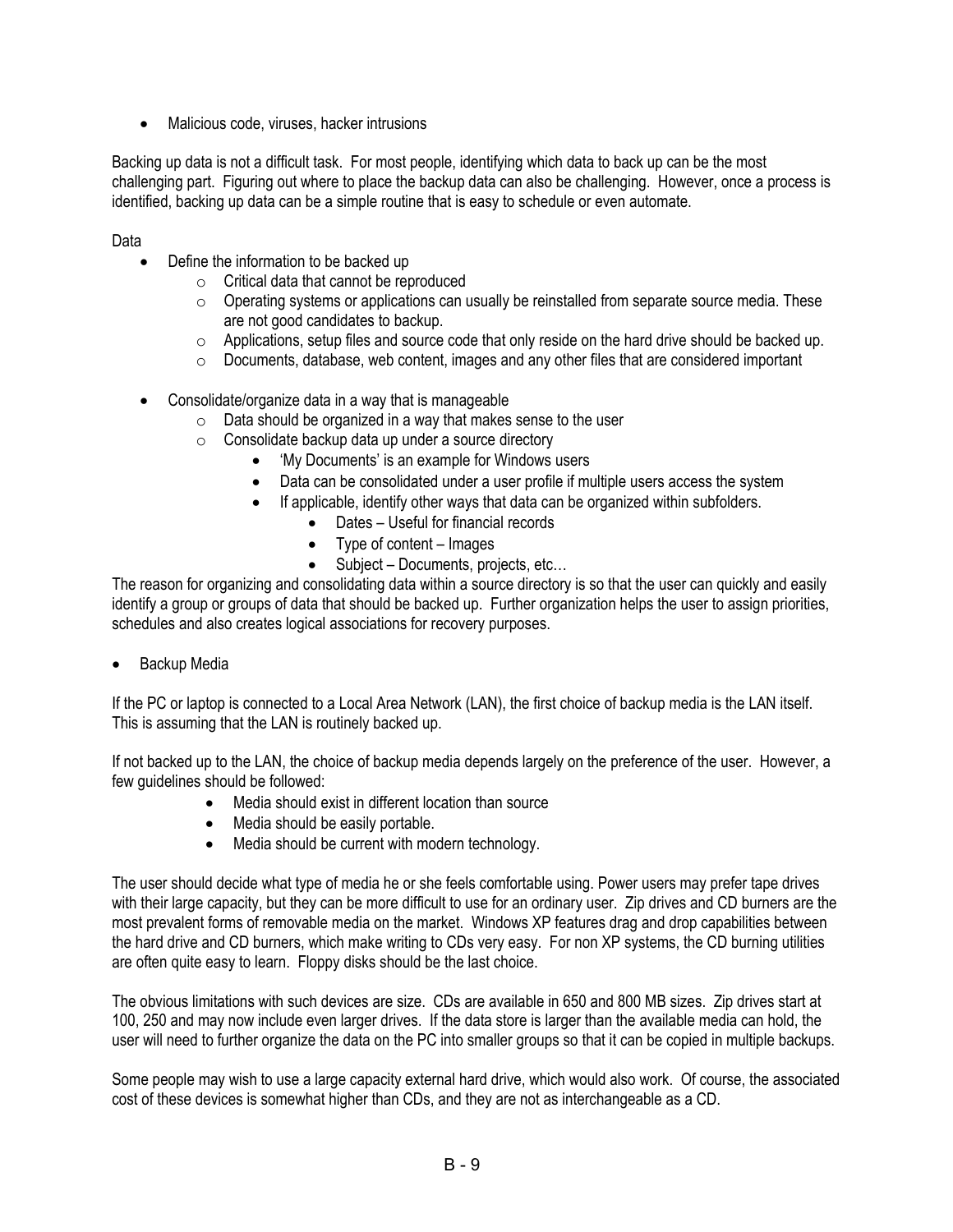- Malicious code, viruses, hacker intrusions

Backing up data is not a difficult task. For most people, identifying which data to back up can be the most challenging part. Figuring out where to place the backup data can also be challenging. However, once a process is identified, backing up data can be a simple routine that is easy to schedule or even automate.

Data

- Define the information to be backed up
  - Critical data that cannot be reproduced
  - Operating systems or applications can usually be reinstalled from separate source media. These are not good candidates to backup.
  - Applications, setup files and source code that only reside on the hard drive should be backed up.
  - Documents, database, web content, images and any other files that are considered important

- Consolidate/organize data in a way that is manageable
  - Data should be organized in a way that makes sense to the user
  - Consolidate backup data up under a source directory
    - 'My Documents' is an example for Windows users
    - Data can be consolidated under a user profile if multiple users access the system
    - If applicable, identify other ways that data can be organized within subfolders.
      - Dates – Useful for financial records
      - Type of content – Images
      - Subject – Documents, projects, etc…

The reason for organizing and consolidating data within a source directory is so that the user can quickly and easily identify a group or groups of data that should be backed up. Further organization helps the user to assign priorities, schedules and also creates logical associations for recovery purposes.

- Backup Media

If the PC or laptop is connected to a Local Area Network (LAN), the first choice of backup media is the LAN itself. This is assuming that the LAN is routinely backed up.

If not backed up to the LAN, the choice of backup media depends largely on the preference of the user. However, a few guidelines should be followed:

- Media should exist in different location than source
- Media should be easily portable.
- Media should be current with modern technology.

The user should decide what type of media he or she feels comfortable using. Power users may prefer tape drives with their large capacity, but they can be more difficult to use for an ordinary user. Zip drives and CD burners are the most prevalent forms of removable media on the market. Windows XP features drag and drop capabilities between the hard drive and CD burners, which make writing to CDs very easy. For non XP systems, the CD burning utilities are often quite easy to learn. Floppy disks should be the last choice.

The obvious limitations with such devices are size. CDs are available in 650 and 800 MB sizes. Zip drives start at 100, 250 and may now include even larger drives. If the data store is larger than the available media can hold, the user will need to further organize the data on the PC into smaller groups so that it can be copied in multiple backups.

Some people may wish to use a large capacity external hard drive, which would also work. Of course, the associated cost of these devices is somewhat higher than CDs, and they are not as interchangeable as a CD.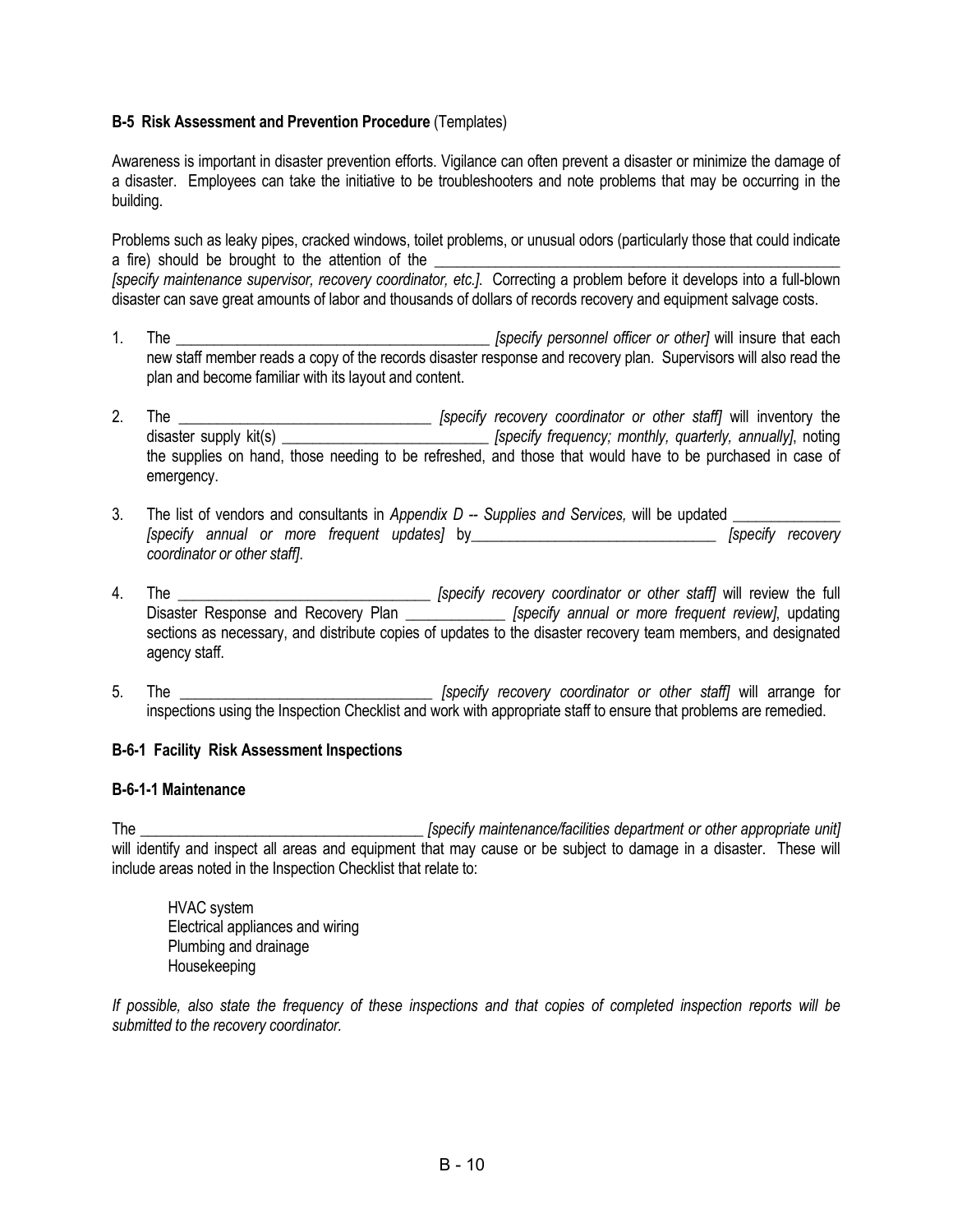**B-5 Risk Assessment and Prevention Procedure** (Templates)

Awareness is important in disaster prevention efforts. Vigilance can often prevent a disaster or minimize the damage of a disaster. Employees can take the initiative to be troubleshooters and note problems that may be occurring in the building.

Problems such as leaky pipes, cracked windows, toilet problems, or unusual odors (particularly those that could indicate a fire) should be brought to the attention of the ________________________________________________ *[specify maintenance supervisor, recovery coordinator, etc.].* Correcting a problem before it develops into a full-blown disaster can save great amounts of labor and thousands of dollars of records recovery and equipment salvage costs.

1. The _________________________________________ *[specify personnel officer or other]* will insure that each new staff member reads a copy of the records disaster response and recovery plan. Supervisors will also read the plan and become familiar with its layout and content.

2. The _________________________________ *[specify recovery coordinator or other staff]* will inventory the disaster supply kit(s) ___________________________ *[specify frequency; monthly, quarterly, annually]*, noting the supplies on hand, those needing to be refreshed, and those that would have to be purchased in case of emergency.

3. The list of vendors and consultants in *Appendix D -- Supplies and Services,* will be updated ______________ *[specify annual or more frequent updates]* by________________________________ *[specify recovery coordinator or other staff]*.

4. The _________________________________ *[specify recovery coordinator or other staff]* will review the full Disaster Response and Recovery Plan _____________ *[specify annual or more frequent review]*, updating sections as necessary, and distribute copies of updates to the disaster recovery team members, and designated agency staff.

5. The _________________________________ *[specify recovery coordinator or other staff]* will arrange for inspections using the Inspection Checklist and work with appropriate staff to ensure that problems are remedied.

**B-6-1 Facility Risk Assessment Inspections**

**B-6-1-1 Maintenance**

The _____________________________________ *[specify maintenance/facilities department or other appropriate unit]* will identify and inspect all areas and equipment that may cause or be subject to damage in a disaster. These will include areas noted in the Inspection Checklist that relate to:

HVAC system
Electrical appliances and wiring
Plumbing and drainage
Housekeeping

*If possible, also state the frequency of these inspections and that copies of completed inspection reports will be submitted to the recovery coordinator.*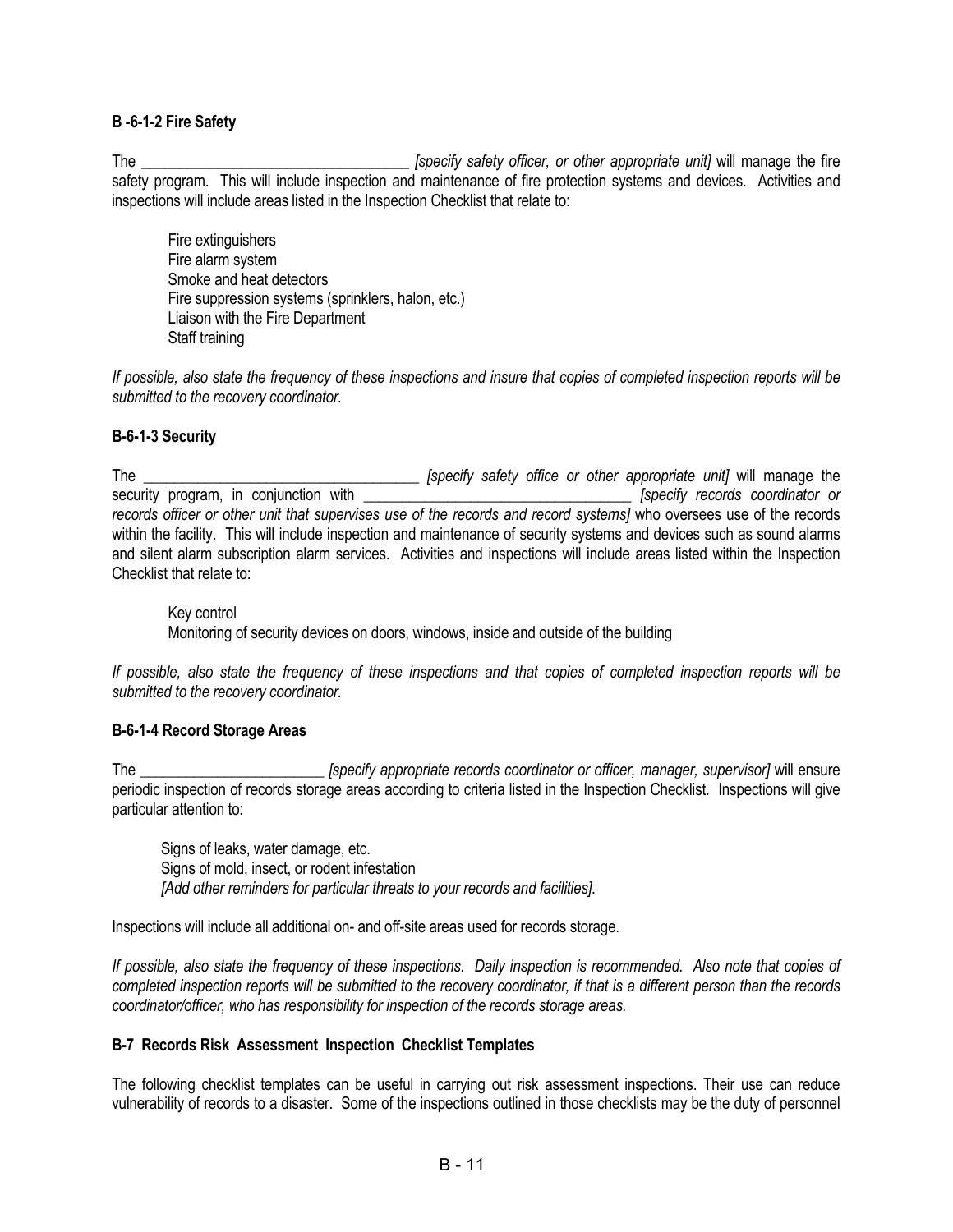#### B -6-1-2 Fire Safety

The \_\_\_\_\_\_\_\_\_\_\_\_\_\_\_\_\_\_\_\_\_\_\_\_\_\_\_\_\_\_\_\_\_\_ *[specify safety officer, or other appropriate unit]* will manage the fire safety program. This will include inspection and maintenance of fire protection systems and devices. Activities and inspections will include areas listed in the Inspection Checklist that relate to:

Fire extinguishers
Fire alarm system
Smoke and heat detectors
Fire suppression systems (sprinklers, halon, etc.)
Liaison with the Fire Department
Staff training

*If possible, also state the frequency of these inspections and insure that copies of completed inspection reports will be submitted to the recovery coordinator.*

#### B-6-1-3 Security

The \_\_\_\_\_\_\_\_\_\_\_\_\_\_\_\_\_\_\_\_\_\_\_\_\_\_\_\_\_\_\_\_\_\_\_\_ *[specify safety office or other appropriate unit]* will manage the security program, in conjunction with \_\_\_\_\_\_\_\_\_\_\_\_\_\_\_\_\_\_\_\_\_\_\_\_\_\_\_\_\_\_\_\_\_\_ *[specify records coordinator or records officer or other unit that supervises use of the records and record systems]* who oversees use of the records within the facility. This will include inspection and maintenance of security systems and devices such as sound alarms and silent alarm subscription alarm services. Activities and inspections will include areas listed within the Inspection Checklist that relate to:

Key control
Monitoring of security devices on doors, windows, inside and outside of the building

*If possible, also state the frequency of these inspections and that copies of completed inspection reports will be submitted to the recovery coordinator.*

#### B-6-1-4 Record Storage Areas

The \_\_\_\_\_\_\_\_\_\_\_\_\_\_\_\_\_\_\_\_\_\_\_\_ *[specify appropriate records coordinator or officer, manager, supervisor]* will ensure periodic inspection of records storage areas according to criteria listed in the Inspection Checklist. Inspections will give particular attention to:

Signs of leaks, water damage, etc.
Signs of mold, insect, or rodent infestation
*[Add other reminders for particular threats to your records and facilities]*.

Inspections will include all additional on- and off-site areas used for records storage.

*If possible, also state the frequency of these inspections. Daily inspection is recommended. Also note that copies of completed inspection reports will be submitted to the recovery coordinator, if that is a different person than the records coordinator/officer, who has responsibility for inspection of the records storage areas.*

### B-7 Records Risk Assessment Inspection Checklist Templates

The following checklist templates can be useful in carrying out risk assessment inspections. Their use can reduce vulnerability of records to a disaster. Some of the inspections outlined in those checklists may be the duty of personnel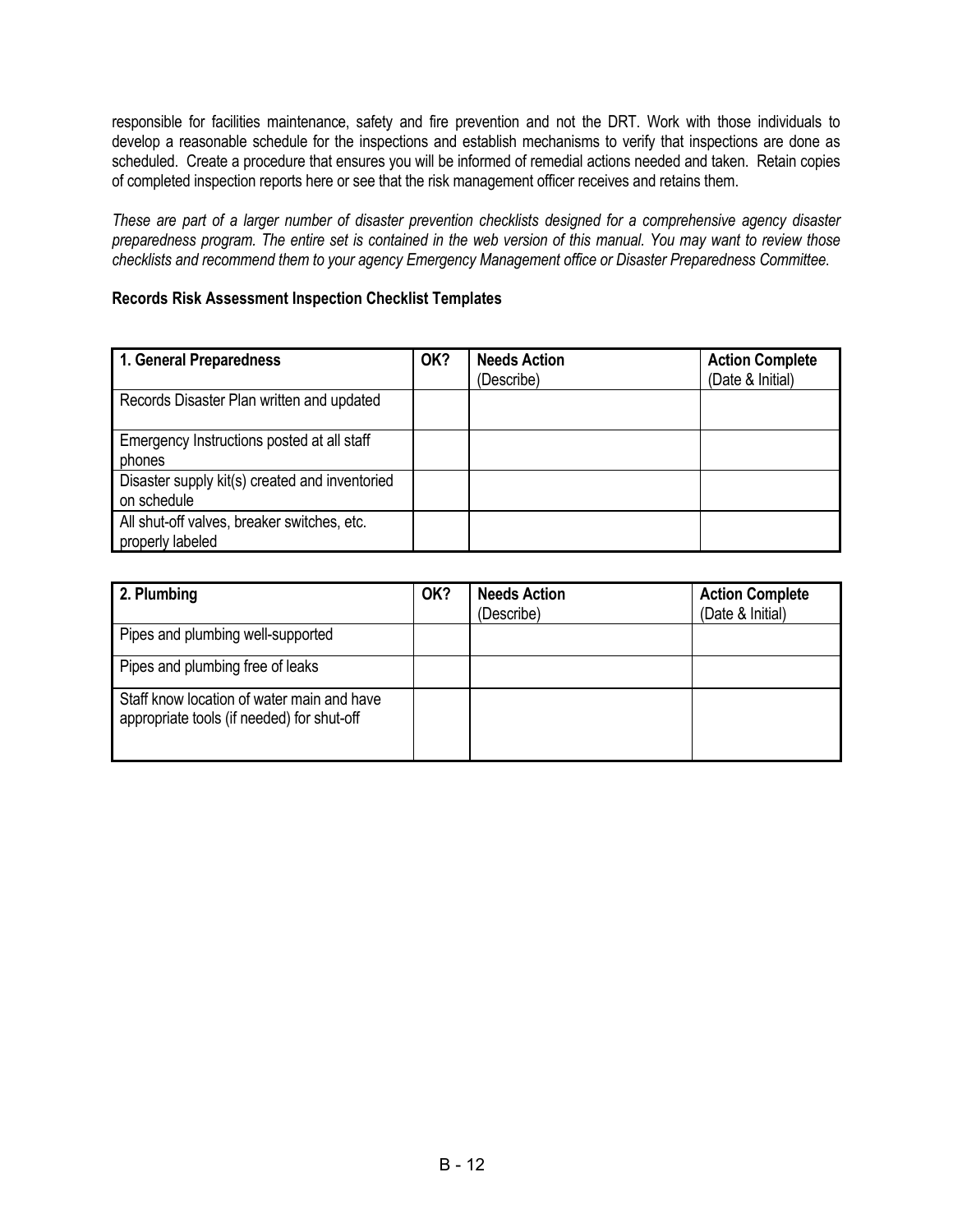responsible for facilities maintenance, safety and fire prevention and not the DRT. Work with those individuals to develop a reasonable schedule for the inspections and establish mechanisms to verify that inspections are done as scheduled. Create a procedure that ensures you will be informed of remedial actions needed and taken. Retain copies of completed inspection reports here or see that the risk management officer receives and retains them.

*These are part of a larger number of disaster prevention checklists designed for a comprehensive agency disaster preparedness program. The entire set is contained in the web version of this manual. You may want to review those checklists and recommend them to your agency Emergency Management office or Disaster Preparedness Committee.*

**Records Risk Assessment Inspection Checklist Templates**

| **1. General Preparedness** | **OK?** | **Needs Action** (Describe) | **Action Complete** (Date & Initial) |
|---|---|---|---|
| Records Disaster Plan written and updated | | | |
| Emergency Instructions posted at all staff phones | | | |
| Disaster supply kit(s) created and inventoried on schedule | | | |
| All shut-off valves, breaker switches, etc. properly labeled | | | |

| **2. Plumbing** | **OK?** | **Needs Action** (Describe) | **Action Complete** (Date & Initial) |
|---|---|---|---|
| Pipes and plumbing well-supported | | | |
| Pipes and plumbing free of leaks | | | |
| Staff know location of water main and have appropriate tools (if needed) for shut-off | | | |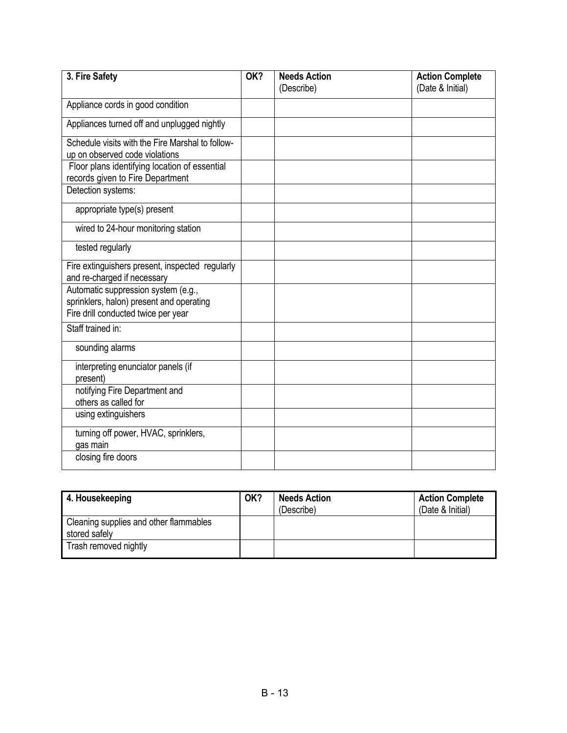| 3. Fire Safety | OK? | Needs Action (Describe) | Action Complete (Date & Initial) |
|---|---|---|---|
| Appliance cords in good condition | | | |
| Appliances turned off and unplugged nightly | | | |
| Schedule visits with the Fire Marshal to follow-up on observed code violations | | | |
| Floor plans identifying location of essential records given to Fire Department | | | |
| Detection systems: | | | |
| appropriate type(s) present | | | |
| wired to 24-hour monitoring station | | | |
| tested regularly | | | |
| Fire extinguishers present, inspected regularly and re-charged if necessary | | | |
| Automatic suppression system (e.g., sprinklers, halon) present and operating Fire drill conducted twice per year | | | |
| Staff trained in: | | | |
| sounding alarms | | | |
| interpreting enunciator panels (if present) | | | |
| notifying Fire Department and others as called for | | | |
| using extinguishers | | | |
| turning off power, HVAC, sprinklers, gas main | | | |
| closing fire doors | | | |

| 4. Housekeeping | OK? | Needs Action (Describe) | Action Complete (Date & Initial) |
|---|---|---|---|
| Cleaning supplies and other flammables stored safely | | | |
| Trash removed nightly | | | |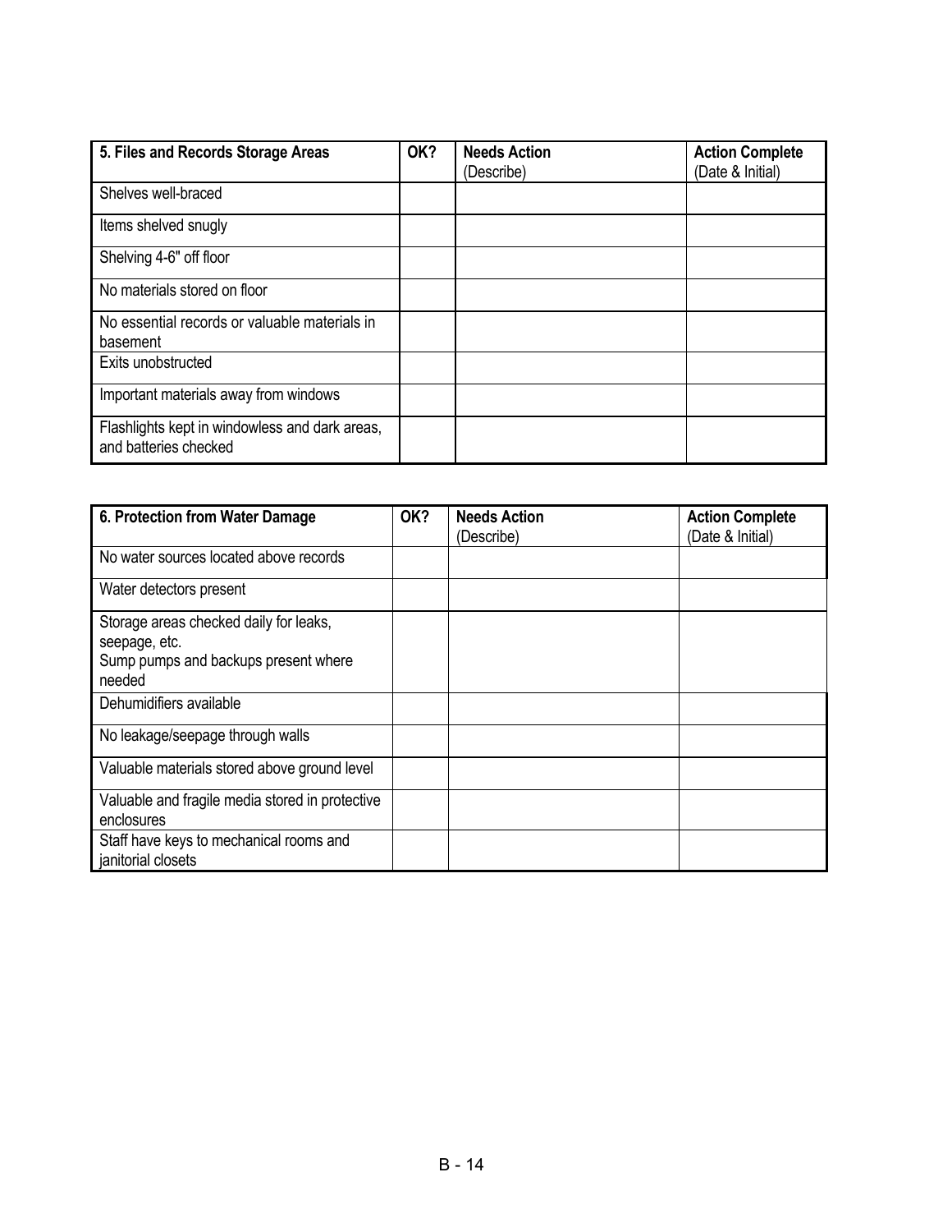| 5. Files and Records Storage Areas | OK? | Needs Action (Describe) | Action Complete (Date & Initial) |
|---|---|---|---|
| Shelves well-braced | | | |
| Items shelved snugly | | | |
| Shelving 4-6" off floor | | | |
| No materials stored on floor | | | |
| No essential records or valuable materials in basement | | | |
| Exits unobstructed | | | |
| Important materials away from windows | | | |
| Flashlights kept in windowless and dark areas, and batteries checked | | | |

| 6. Protection from Water Damage | OK? | Needs Action (Describe) | Action Complete (Date & Initial) |
|---|---|---|---|
| No water sources located above records | | | |
| Water detectors present | | | |
| Storage areas checked daily for leaks, seepage, etc. Sump pumps and backups present where needed | | | |
| Dehumidifiers available | | | |
| No leakage/seepage through walls | | | |
| Valuable materials stored above ground level | | | |
| Valuable and fragile media stored in protective enclosures | | | |
| Staff have keys to mechanical rooms and janitorial closets | | | |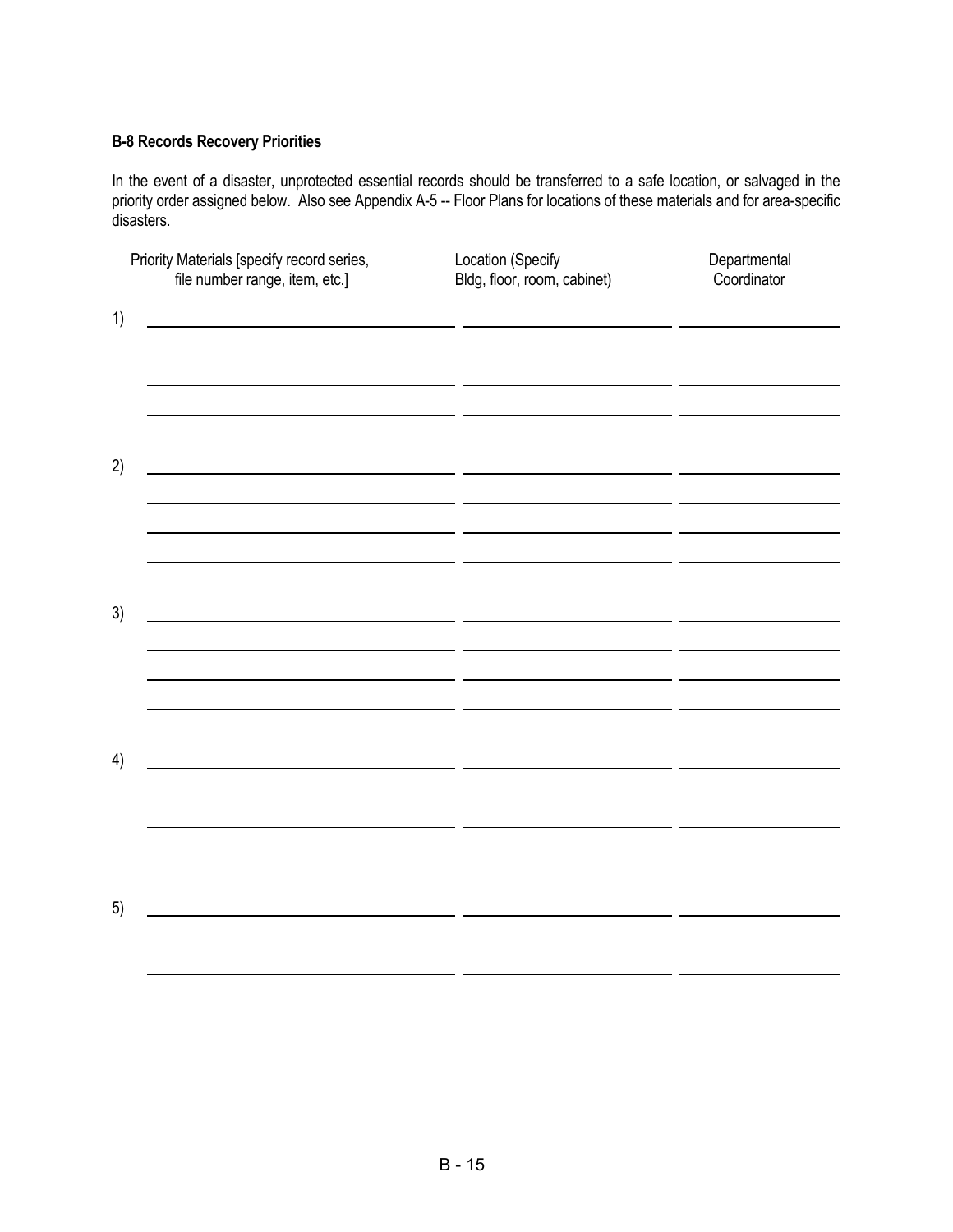**B-8 Records Recovery Priorities**

In the event of a disaster, unprotected essential records should be transferred to a safe location, or salvaged in the priority order assigned below. Also see Appendix A-5 -- Floor Plans for locations of these materials and for area-specific disasters.

| | Priority Materials [specify record series, file number range, item, etc.] | Location (Specify Bldg, floor, room, cabinet) | Departmental Coordinator |
|---|---|---|---|
| 1) | | | |
| | | | |
| | | | |
| | | | |
| 2) | | | |
| | | | |
| | | | |
| | | | |
| 3) | | | |
| | | | |
| | | | |
| | | | |
| 4) | | | |
| | | | |
| | | | |
| | | | |
| 5) | | | |
| | | | |
| | | | |